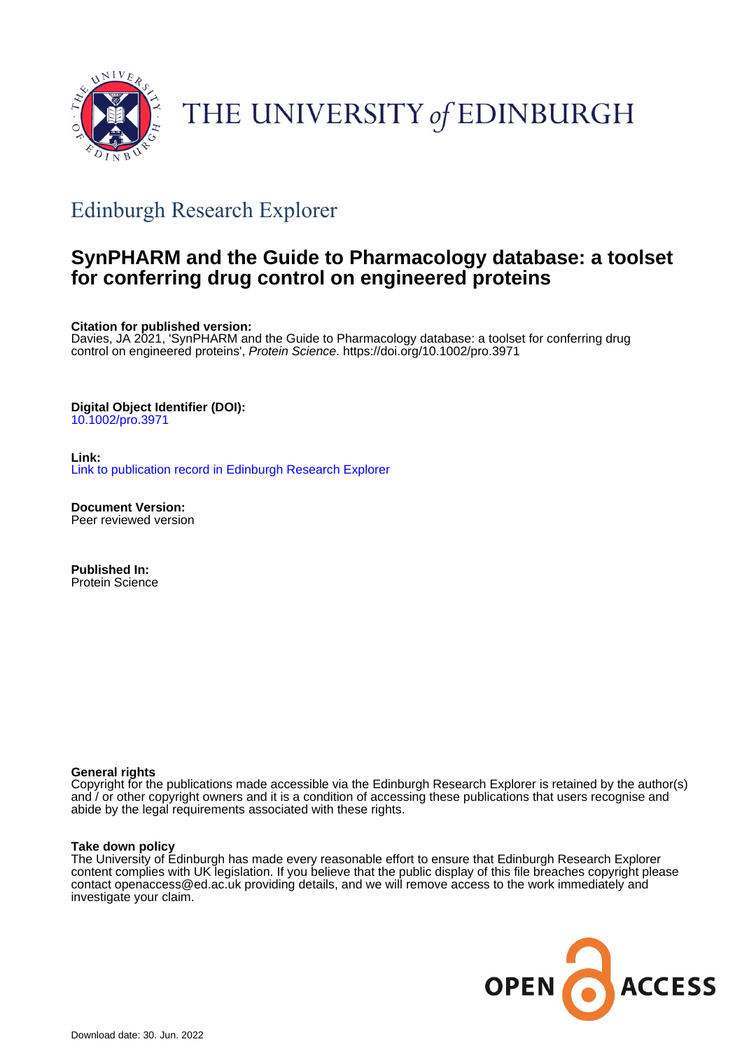THE UNIVERSITY *of* EDINBURGH

## Edinburgh Research Explorer

# SynPHARM and the Guide to Pharmacology database: a toolset for conferring drug control on engineered proteins

**Citation for published version:**
Davies, JA 2021, 'SynPHARM and the Guide to Pharmacology database: a toolset for conferring drug control on engineered proteins', *Protein Science*. https://doi.org/10.1002/pro.3971

**Digital Object Identifier (DOI):**
10.1002/pro.3971

**Link:**
Link to publication record in Edinburgh Research Explorer

**Document Version:**
Peer reviewed version

**Published In:**
Protein Science

**General rights**
Copyright for the publications made accessible via the Edinburgh Research Explorer is retained by the author(s) and / or other copyright owners and it is a condition of accessing these publications that users recognise and abide by the legal requirements associated with these rights.

**Take down policy**
The University of Edinburgh has made every reasonable effort to ensure that Edinburgh Research Explorer content complies with UK legislation. If you believe that the public display of this file breaches copyright please contact openaccess@ed.ac.uk providing details, and we will remove access to the work immediately and investigate your claim.

OPEN ACCESS

Download date: 30. Jun. 2022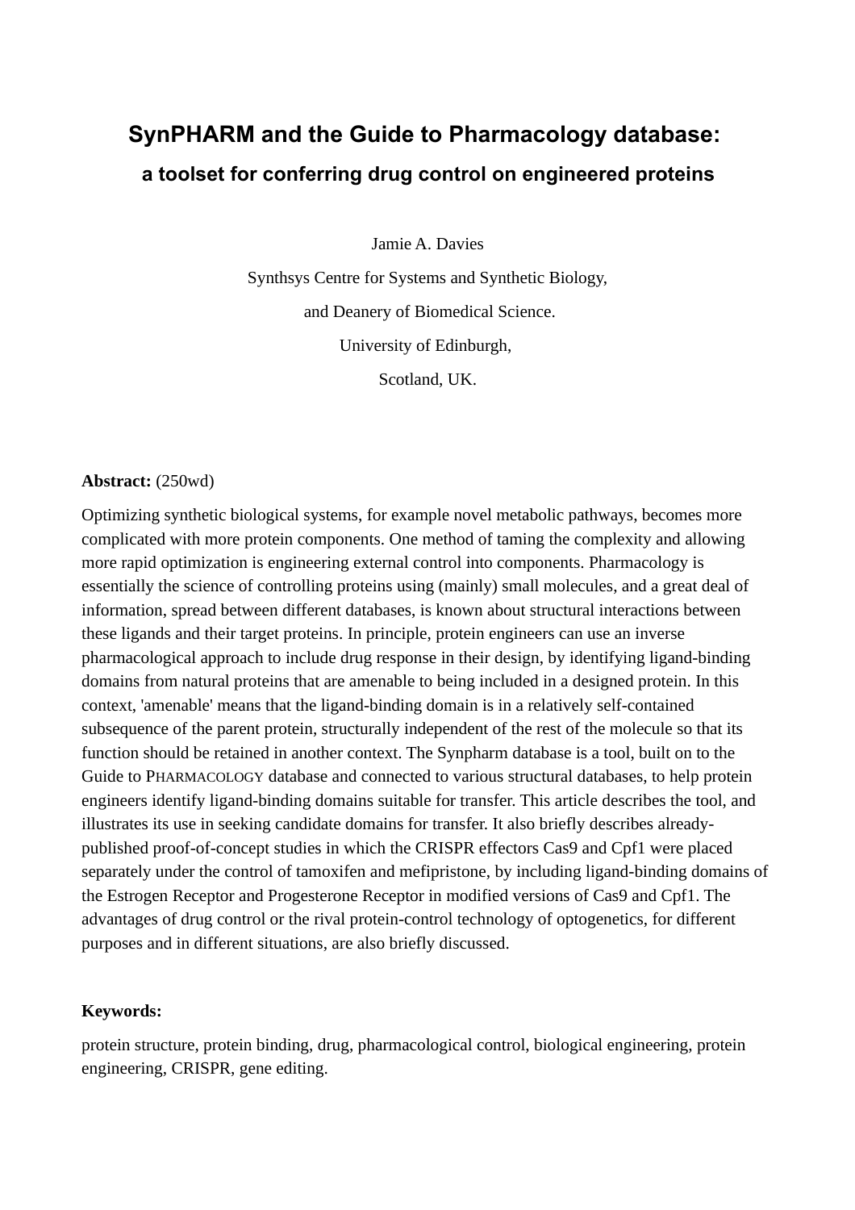# SynPHARM and the Guide to Pharmacology database:

## a toolset for conferring drug control on engineered proteins

Jamie A. Davies

Synthsys Centre for Systems and Synthetic Biology,

and Deanery of Biomedical Science.

University of Edinburgh,

Scotland, UK.

**Abstract:** (250wd)

Optimizing synthetic biological systems, for example novel metabolic pathways, becomes more complicated with more protein components. One method of taming the complexity and allowing more rapid optimization is engineering external control into components. Pharmacology is essentially the science of controlling proteins using (mainly) small molecules, and a great deal of information, spread between different databases, is known about structural interactions between these ligands and their target proteins. In principle, protein engineers can use an inverse pharmacological approach to include drug response in their design, by identifying ligand-binding domains from natural proteins that are amenable to being included in a designed protein. In this context, 'amenable' means that the ligand-binding domain is in a relatively self-contained subsequence of the parent protein, structurally independent of the rest of the molecule so that its function should be retained in another context. The Synpharm database is a tool, built on to the Guide to PHARMACOLOGY database and connected to various structural databases, to help protein engineers identify ligand-binding domains suitable for transfer. This article describes the tool, and illustrates its use in seeking candidate domains for transfer. It also briefly describes already-published proof-of-concept studies in which the CRISPR effectors Cas9 and Cpf1 were placed separately under the control of tamoxifen and mefipristone, by including ligand-binding domains of the Estrogen Receptor and Progesterone Receptor in modified versions of Cas9 and Cpf1. The advantages of drug control or the rival protein-control technology of optogenetics, for different purposes and in different situations, are also briefly discussed.

**Keywords:**

protein structure, protein binding, drug, pharmacological control, biological engineering, protein engineering, CRISPR, gene editing.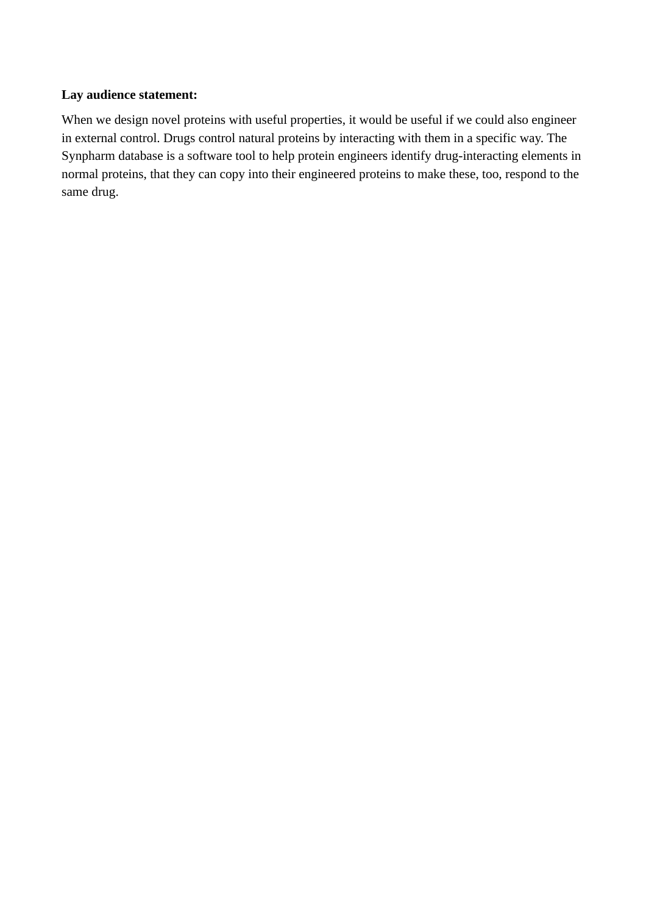**Lay audience statement:**

When we design novel proteins with useful properties, it would be useful if we could also engineer in external control. Drugs control natural proteins by interacting with them in a specific way. The Synpharm database is a software tool to help protein engineers identify drug-interacting elements in normal proteins, that they can copy into their engineered proteins to make these, too, respond to the same drug.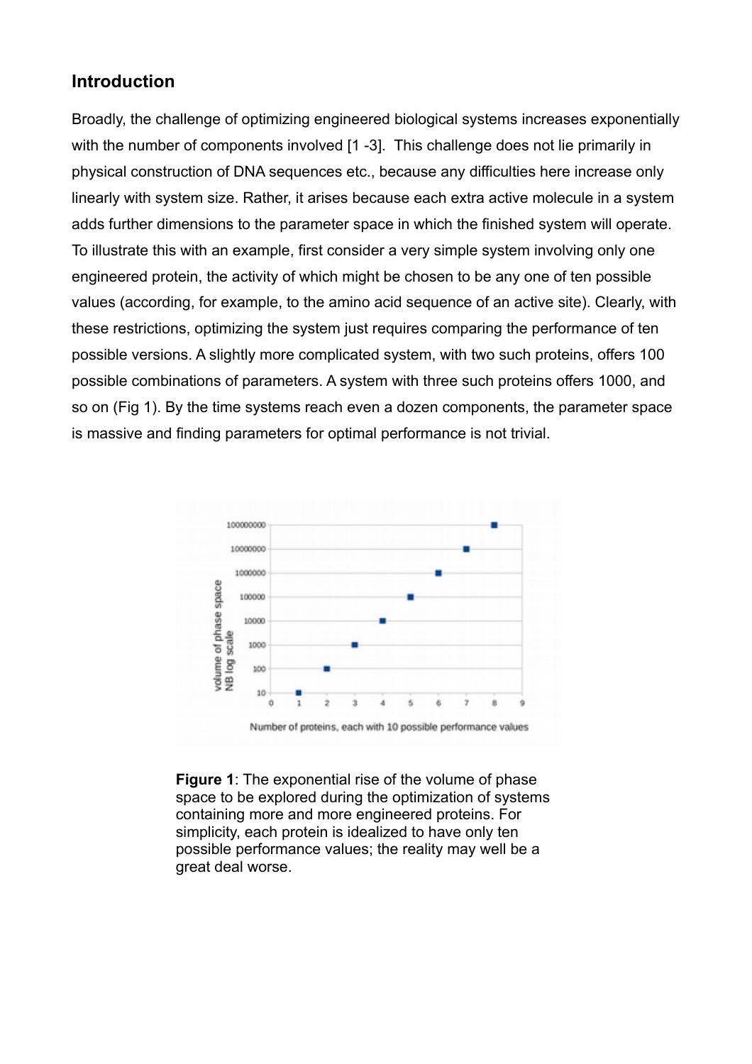## Introduction

Broadly, the challenge of optimizing engineered biological systems increases exponentially with the number of components involved [1 -3]. This challenge does not lie primarily in physical construction of DNA sequences etc., because any difficulties here increase only linearly with system size. Rather, it arises because each extra active molecule in a system adds further dimensions to the parameter space in which the finished system will operate. To illustrate this with an example, first consider a very simple system involving only one engineered protein, the activity of which might be chosen to be any one of ten possible values (according, for example, to the amino acid sequence of an active site). Clearly, with these restrictions, optimizing the system just requires comparing the performance of ten possible versions. A slightly more complicated system, with two such proteins, offers 100 possible combinations of parameters. A system with three such proteins offers 1000, and so on (Fig 1). By the time systems reach even a dozen components, the parameter space is massive and finding parameters for optimal performance is not trivial.

**Figure 1**: The exponential rise of the volume of phase space to be explored during the optimization of systems containing more and more engineered proteins. For simplicity, each protein is idealized to have only ten possible performance values; the reality may well be a great deal worse.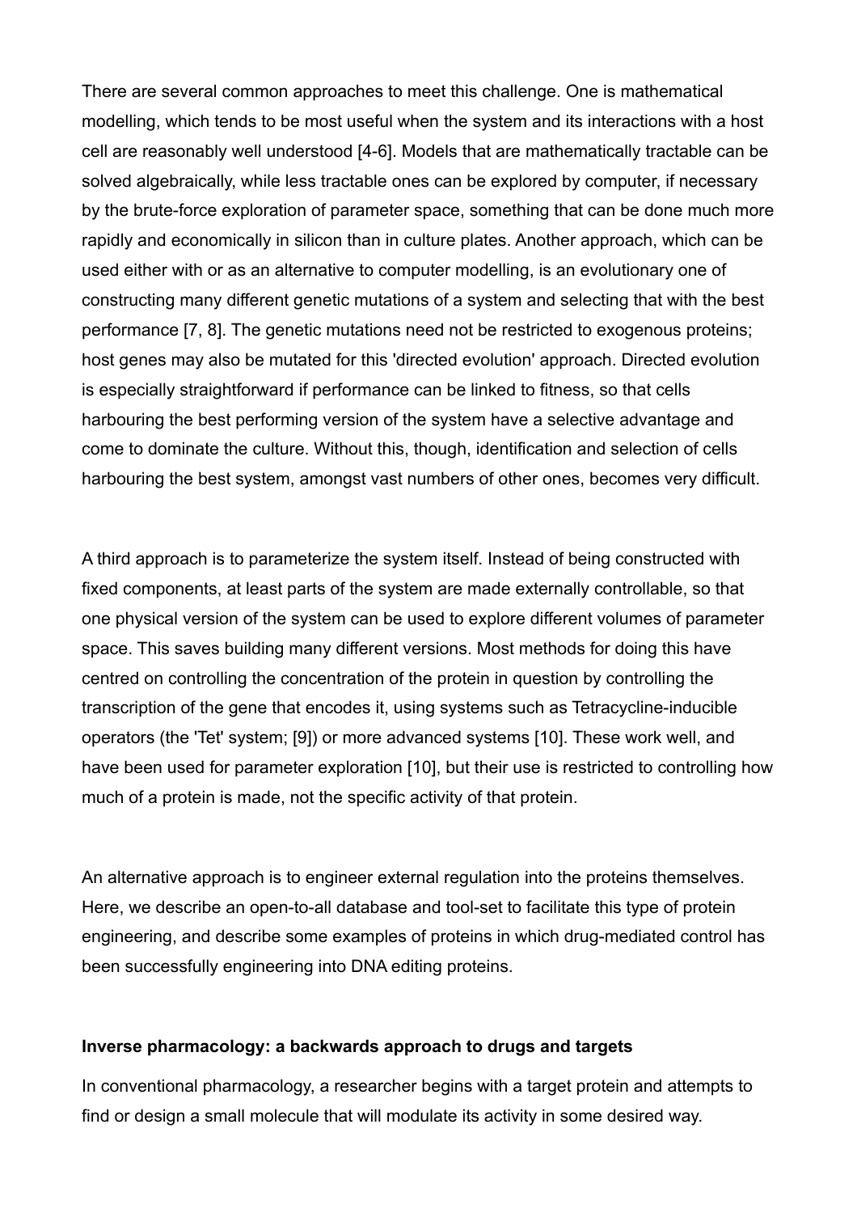There are several common approaches to meet this challenge. One is mathematical modelling, which tends to be most useful when the system and its interactions with a host cell are reasonably well understood [4-6]. Models that are mathematically tractable can be solved algebraically, while less tractable ones can be explored by computer, if necessary by the brute-force exploration of parameter space, something that can be done much more rapidly and economically in silicon than in culture plates. Another approach, which can be used either with or as an alternative to computer modelling, is an evolutionary one of constructing many different genetic mutations of a system and selecting that with the best performance [7, 8]. The genetic mutations need not be restricted to exogenous proteins; host genes may also be mutated for this 'directed evolution' approach. Directed evolution is especially straightforward if performance can be linked to fitness, so that cells harbouring the best performing version of the system have a selective advantage and come to dominate the culture. Without this, though, identification and selection of cells harbouring the best system, amongst vast numbers of other ones, becomes very difficult.

A third approach is to parameterize the system itself. Instead of being constructed with fixed components, at least parts of the system are made externally controllable, so that one physical version of the system can be used to explore different volumes of parameter space. This saves building many different versions. Most methods for doing this have centred on controlling the concentration of the protein in question by controlling the transcription of the gene that encodes it, using systems such as Tetracycline-inducible operators (the 'Tet' system; [9]) or more advanced systems [10]. These work well, and have been used for parameter exploration [10], but their use is restricted to controlling how much of a protein is made, not the specific activity of that protein.

An alternative approach is to engineer external regulation into the proteins themselves. Here, we describe an open-to-all database and tool-set to facilitate this type of protein engineering, and describe some examples of proteins in which drug-mediated control has been successfully engineering into DNA editing proteins.

**Inverse pharmacology: a backwards approach to drugs and targets**

In conventional pharmacology, a researcher begins with a target protein and attempts to find or design a small molecule that will modulate its activity in some desired way.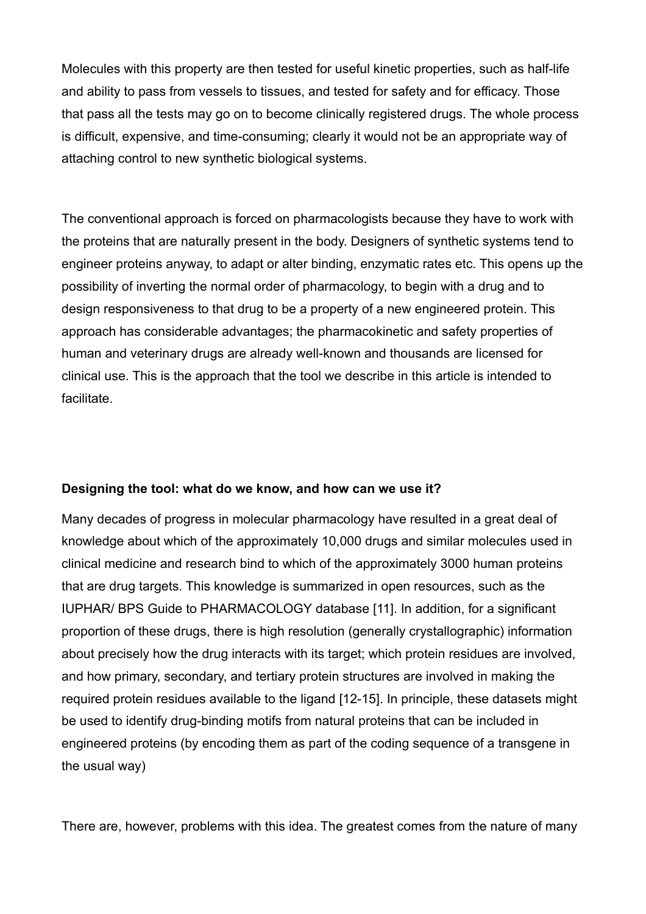Molecules with this property are then tested for useful kinetic properties, such as half-life and ability to pass from vessels to tissues, and tested for safety and for efficacy. Those that pass all the tests may go on to become clinically registered drugs. The whole process is difficult, expensive, and time-consuming; clearly it would not be an appropriate way of attaching control to new synthetic biological systems.

The conventional approach is forced on pharmacologists because they have to work with the proteins that are naturally present in the body. Designers of synthetic systems tend to engineer proteins anyway, to adapt or alter binding, enzymatic rates etc. This opens up the possibility of inverting the normal order of pharmacology, to begin with a drug and to design responsiveness to that drug to be a property of a new engineered protein. This approach has considerable advantages; the pharmacokinetic and safety properties of human and veterinary drugs are already well-known and thousands are licensed for clinical use. This is the approach that the tool we describe in this article is intended to facilitate.

**Designing the tool: what do we know, and how can we use it?**

Many decades of progress in molecular pharmacology have resulted in a great deal of knowledge about which of the approximately 10,000 drugs and similar molecules used in clinical medicine and research bind to which of the approximately 3000 human proteins that are drug targets. This knowledge is summarized in open resources, such as the IUPHAR/ BPS Guide to PHARMACOLOGY database [11]. In addition, for a significant proportion of these drugs, there is high resolution (generally crystallographic) information about precisely how the drug interacts with its target; which protein residues are involved, and how primary, secondary, and tertiary protein structures are involved in making the required protein residues available to the ligand [12-15]. In principle, these datasets might be used to identify drug-binding motifs from natural proteins that can be included in engineered proteins (by encoding them as part of the coding sequence of a transgene in the usual way)

There are, however, problems with this idea. The greatest comes from the nature of many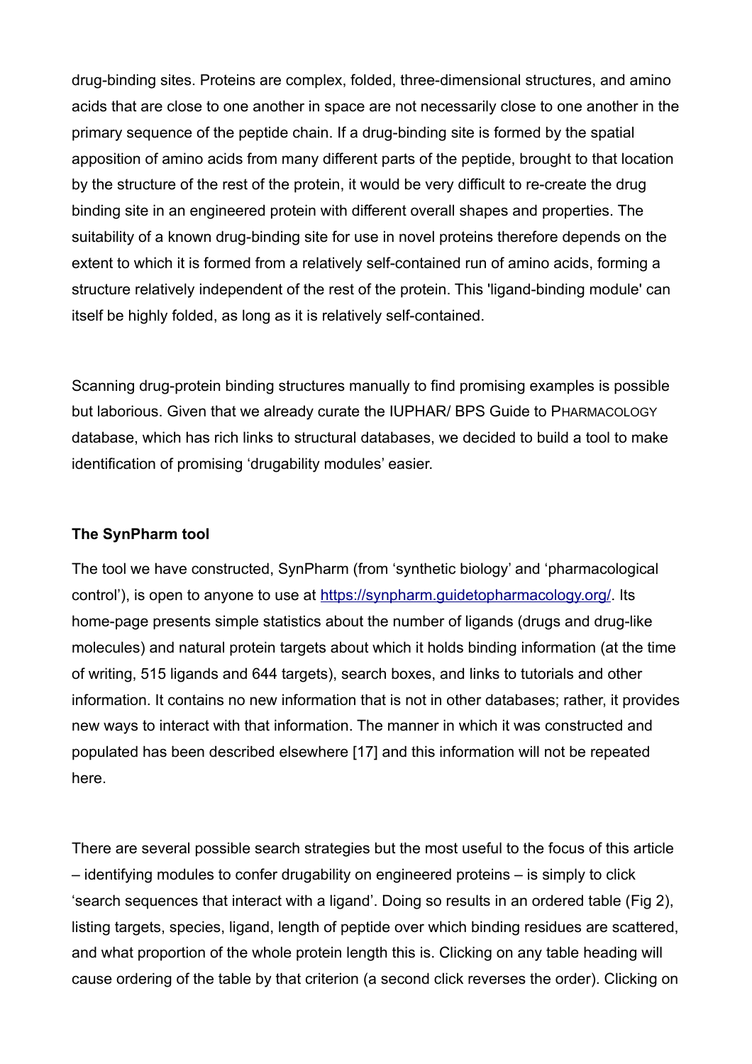drug-binding sites. Proteins are complex, folded, three-dimensional structures, and amino acids that are close to one another in space are not necessarily close to one another in the primary sequence of the peptide chain. If a drug-binding site is formed by the spatial apposition of amino acids from many different parts of the peptide, brought to that location by the structure of the rest of the protein, it would be very difficult to re-create the drug binding site in an engineered protein with different overall shapes and properties. The suitability of a known drug-binding site for use in novel proteins therefore depends on the extent to which it is formed from a relatively self-contained run of amino acids, forming a structure relatively independent of the rest of the protein. This 'ligand-binding module' can itself be highly folded, as long as it is relatively self-contained.

Scanning drug-protein binding structures manually to find promising examples is possible but laborious. Given that we already curate the IUPHAR/ BPS Guide to PHARMACOLOGY database, which has rich links to structural databases, we decided to build a tool to make identification of promising 'drugability modules' easier.

**The SynPharm tool**

The tool we have constructed, SynPharm (from 'synthetic biology' and 'pharmacological control'), is open to anyone to use at https://synpharm.guidetopharmacology.org/. Its home-page presents simple statistics about the number of ligands (drugs and drug-like molecules) and natural protein targets about which it holds binding information (at the time of writing, 515 ligands and 644 targets), search boxes, and links to tutorials and other information. It contains no new information that is not in other databases; rather, it provides new ways to interact with that information. The manner in which it was constructed and populated has been described elsewhere [17] and this information will not be repeated here.

There are several possible search strategies but the most useful to the focus of this article – identifying modules to confer drugability on engineered proteins – is simply to click 'search sequences that interact with a ligand'. Doing so results in an ordered table (Fig 2), listing targets, species, ligand, length of peptide over which binding residues are scattered, and what proportion of the whole protein length this is. Clicking on any table heading will cause ordering of the table by that criterion (a second click reverses the order). Clicking on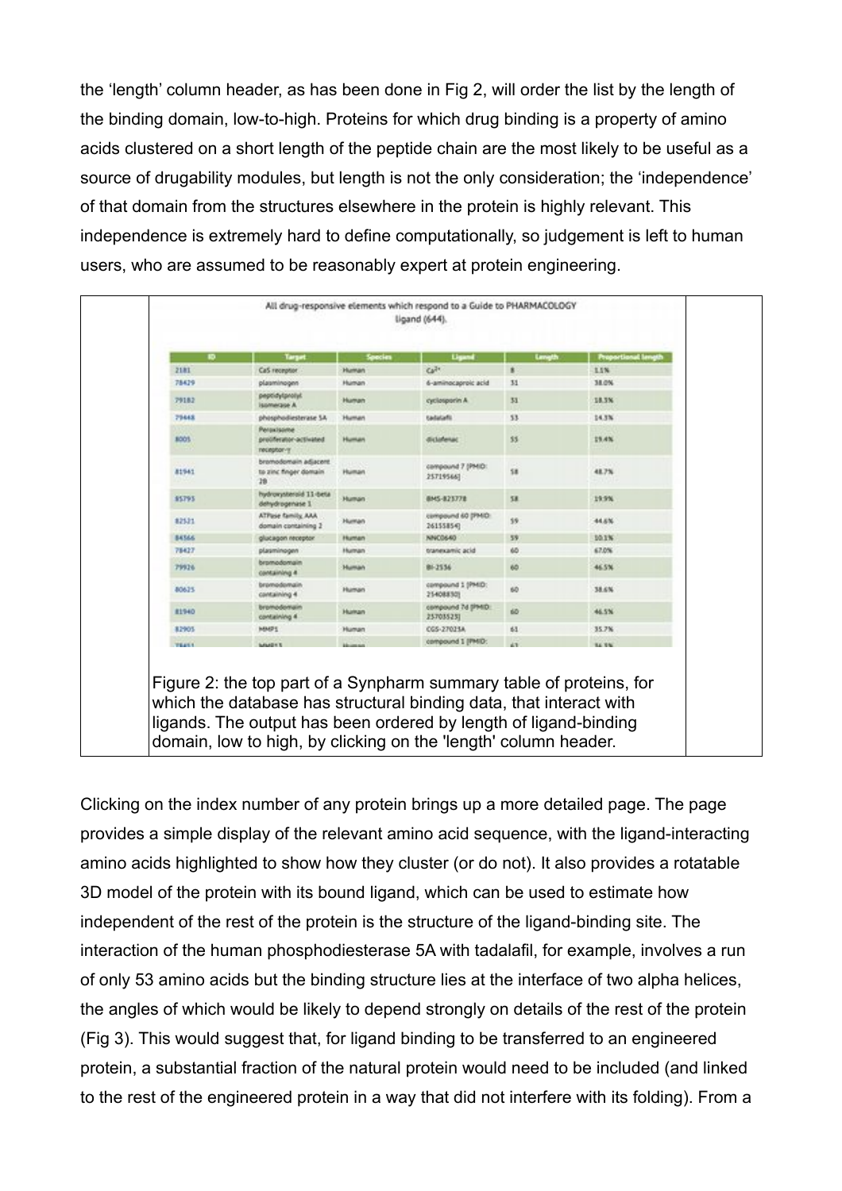the 'length' column header, as has been done in Fig 2, will order the list by the length of the binding domain, low-to-high. Proteins for which drug binding is a property of amino acids clustered on a short length of the peptide chain are the most likely to be useful as a source of drugability modules, but length is not the only consideration; the 'independence' of that domain from the structures elsewhere in the protein is highly relevant. This independence is extremely hard to define computationally, so judgement is left to human users, who are assumed to be reasonably expert at protein engineering.

All drug-responsive elements which respond to a Guide to PHARMACOLOGY ligand (644).

| ID | Target | Species | Ligand | Length | Proportional length |
|---|---|---|---|---|---|
| 2181 | CaS receptor | Human | $Ca^{2+}$ | 8 | 1.1% |
| 78429 | plasminogen | Human | 6-aminocaproic acid | 31 | 38.0% |
| 79182 | peptidylprolyl isomerase A | Human | cyclosporin A | 31 | 18.3% |
| 79448 | phosphodiesterase 5A | Human | tadalafil | 53 | 14.3% |
| 8005 | Peroxisome proliferator-activated receptor-γ | Human | diclofenac | 55 | 19.4% |
| 81941 | bromodomain adjacent to zinc finger domain 2B | Human | compound 7 [PMID: 25719566] | 58 | 48.7% |
| 85795 | hydroxysteroid 11-beta dehydrogenase 1 | Human | BMS-823778 | 58 | 19.9% |
| 82521 | ATPase family, AAA domain containing 2 | Human | compound 60 [PMID: 26155854] | 59 | 44.6% |
| 84566 | glucagon receptor | Human | NNC0640 | 59 | 10.1% |
| 78427 | plasminogen | Human | tranexamic acid | 60 | 67.0% |
| 79926 | bromodomain containing 4 | Human | BI-2536 | 60 | 46.5% |
| 80625 | bromodomain containing 4 | Human | compound 1 [PMID: 25408830] | 60 | 38.6% |
| 81940 | bromodomain containing 4 | Human | compound 7d [PMID: 25703523] | 60 | 46.5% |
| 82905 | MMP1 | Human | CGS-27023A | 61 | 35.7% |

Figure 2: the top part of a Synpharm summary table of proteins, for which the database has structural binding data, that interact with ligands. The output has been ordered by length of ligand-binding domain, low to high, by clicking on the 'length' column header.

Clicking on the index number of any protein brings up a more detailed page. The page provides a simple display of the relevant amino acid sequence, with the ligand-interacting amino acids highlighted to show how they cluster (or do not). It also provides a rotatable 3D model of the protein with its bound ligand, which can be used to estimate how independent of the rest of the protein is the structure of the ligand-binding site. The interaction of the human phosphodiesterase 5A with tadalafil, for example, involves a run of only 53 amino acids but the binding structure lies at the interface of two alpha helices, the angles of which would be likely to depend strongly on details of the rest of the protein (Fig 3). This would suggest that, for ligand binding to be transferred to an engineered protein, a substantial fraction of the natural protein would need to be included (and linked to the rest of the engineered protein in a way that did not interfere with its folding). From a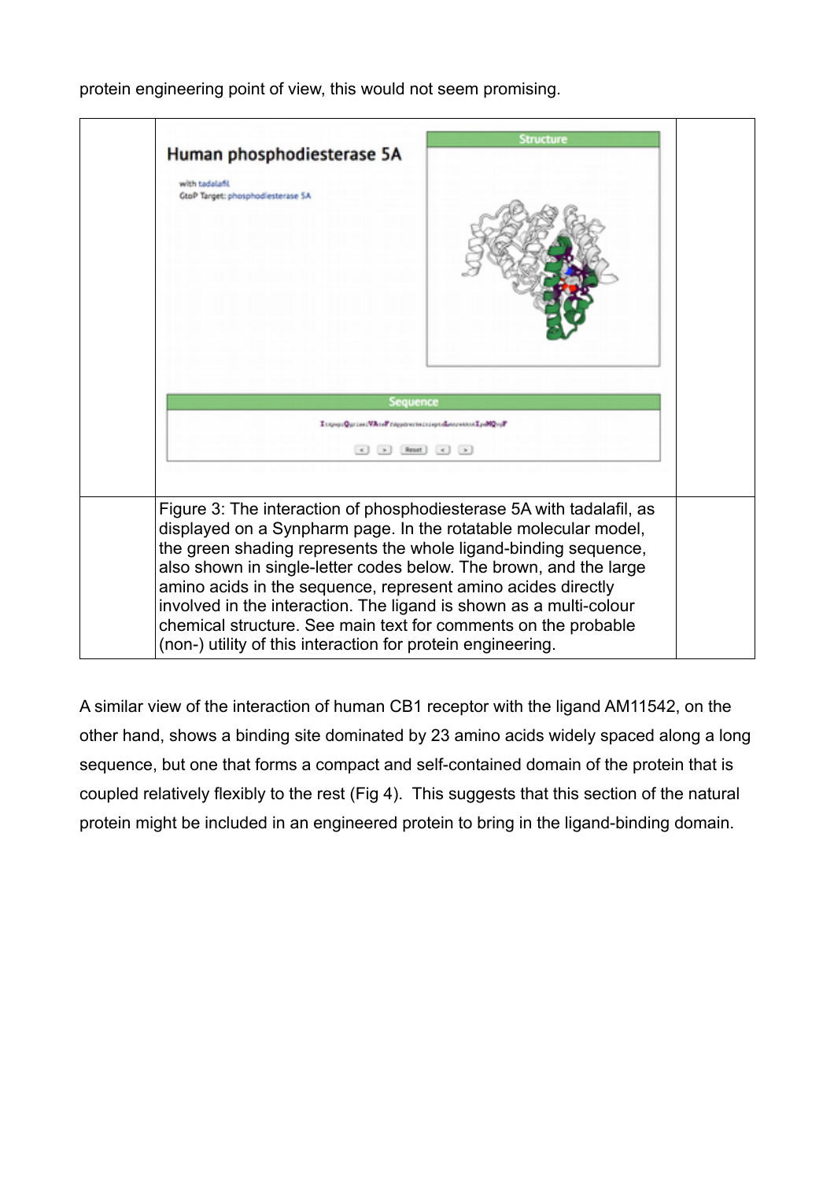protein engineering point of view, this would not seem promising.

Figure 3: The interaction of phosphodiesterase 5A with tadalafil, as displayed on a Synpharm page. In the rotatable molecular model, the green shading represents the whole ligand-binding sequence, also shown in single-letter codes below. The brown, and the large amino acids in the sequence, represent amino acides directly involved in the interaction. The ligand is shown as a multi-colour chemical structure. See main text for comments on the probable (non-) utility of this interaction for protein engineering.

A similar view of the interaction of human CB1 receptor with the ligand AM11542, on the other hand, shows a binding site dominated by 23 amino acids widely spaced along a long sequence, but one that forms a compact and self-contained domain of the protein that is coupled relatively flexibly to the rest (Fig 4). This suggests that this section of the natural protein might be included in an engineered protein to bring in the ligand-binding domain.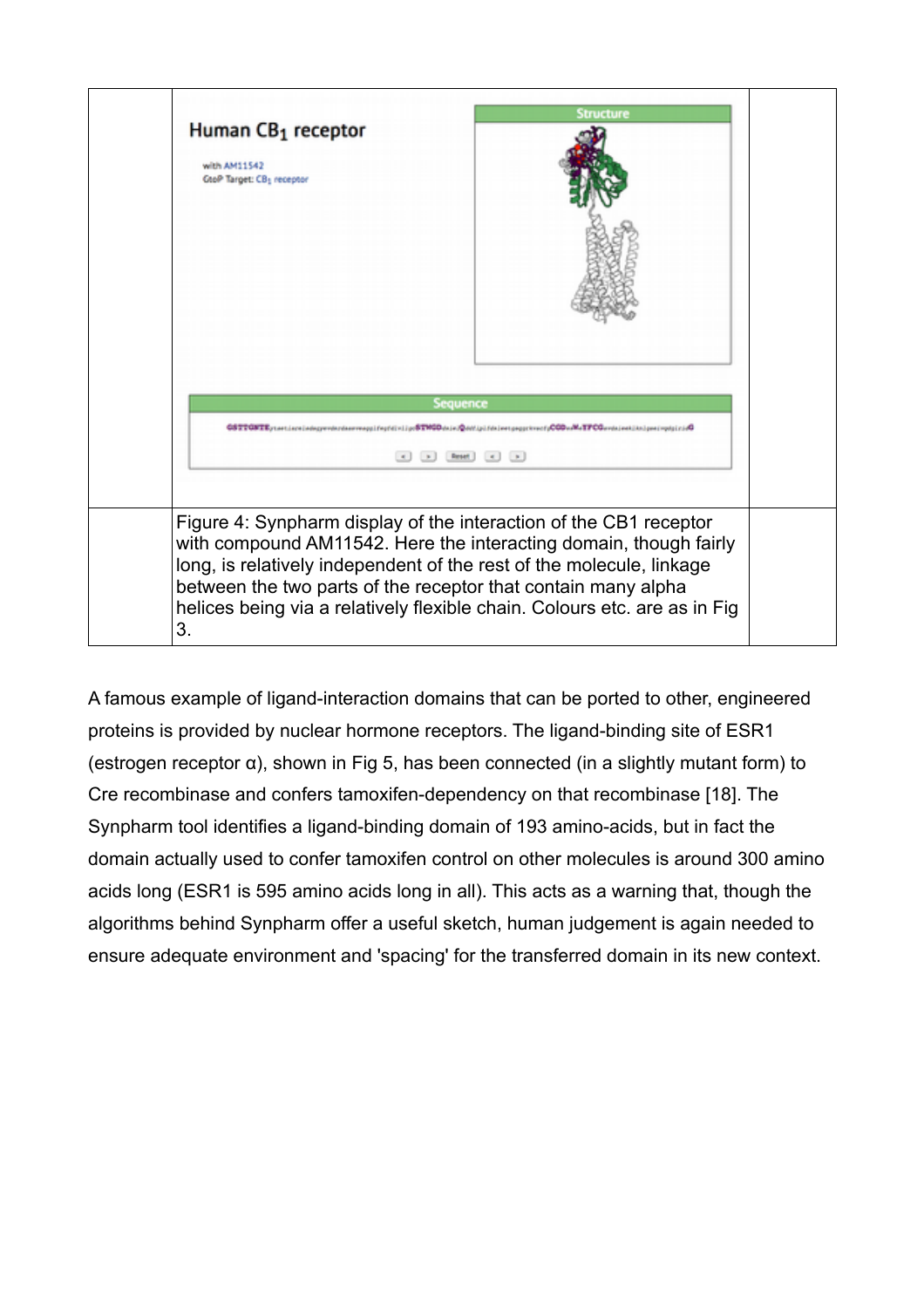Figure 4: Synpharm display of the interaction of the CB1 receptor with compound AM11542. Here the interacting domain, though fairly long, is relatively independent of the rest of the molecule, linkage between the two parts of the receptor that contain many alpha helices being via a relatively flexible chain. Colours etc. are as in Fig 3.

A famous example of ligand-interaction domains that can be ported to other, engineered proteins is provided by nuclear hormone receptors. The ligand-binding site of ESR1 (estrogen receptor α), shown in Fig 5, has been connected (in a slightly mutant form) to Cre recombinase and confers tamoxifen-dependency on that recombinase [18]. The Synpharm tool identifies a ligand-binding domain of 193 amino-acids, but in fact the domain actually used to confer tamoxifen control on other molecules is around 300 amino acids long (ESR1 is 595 amino acids long in all). This acts as a warning that, though the algorithms behind Synpharm offer a useful sketch, human judgement is again needed to ensure adequate environment and 'spacing' for the transferred domain in its new context.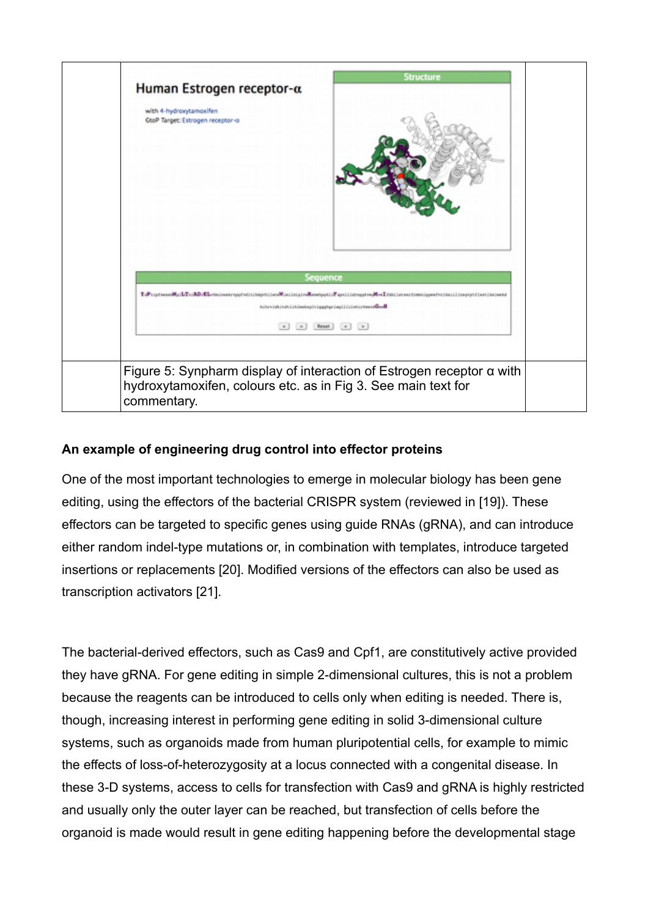| | | |
|---|---|---|
| | Human Estrogen receptor-α<br>with 4-hydroxytamoxifen<br>GtoP Target: Estrogen receptor-α<br>Structure<br>Sequence | |
| | Figure 5: Synpharm display of interaction of Estrogen receptor α with hydroxytamoxifen, colours etc. as in Fig 3. See main text for commentary. | |

**An example of engineering drug control into effector proteins**

One of the most important technologies to emerge in molecular biology has been gene editing, using the effectors of the bacterial CRISPR system (reviewed in [19]). These effectors can be targeted to specific genes using guide RNAs (gRNA), and can introduce either random indel-type mutations or, in combination with templates, introduce targeted insertions or replacements [20]. Modified versions of the effectors can also be used as transcription activators [21].

The bacterial-derived effectors, such as Cas9 and Cpf1, are constitutively active provided they have gRNA. For gene editing in simple 2-dimensional cultures, this is not a problem because the reagents can be introduced to cells only when editing is needed. There is, though, increasing interest in performing gene editing in solid 3-dimensional culture systems, such as organoids made from human pluripotential cells, for example to mimic the effects of loss-of-heterozygosity at a locus connected with a congenital disease. In these 3-D systems, access to cells for transfection with Cas9 and gRNA is highly restricted and usually only the outer layer can be reached, but transfection of cells before the organoid is made would result in gene editing happening before the developmental stage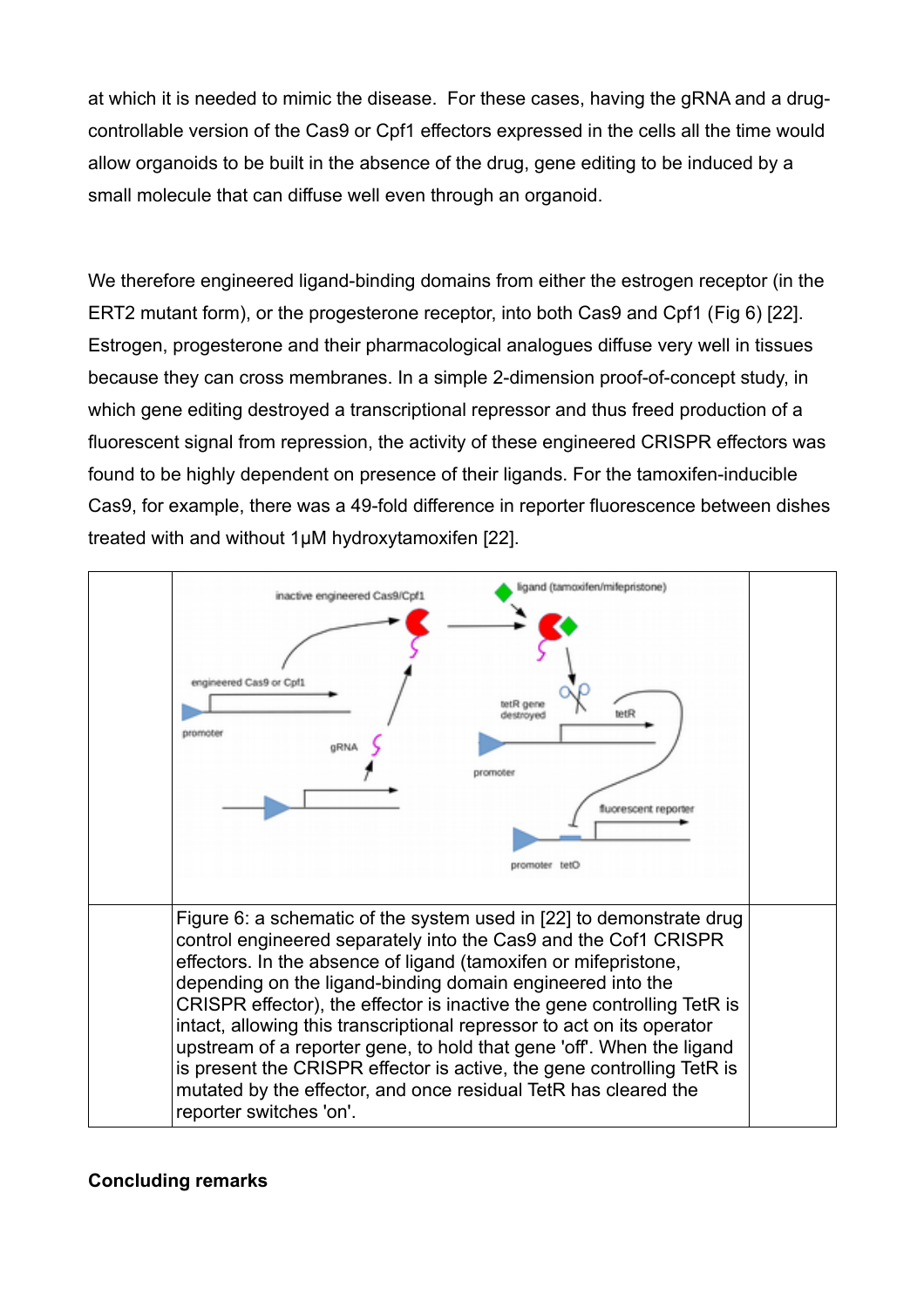at which it is needed to mimic the disease. For these cases, having the gRNA and a drug-controllable version of the Cas9 or Cpf1 effectors expressed in the cells all the time would allow organoids to be built in the absence of the drug, gene editing to be induced by a small molecule that can diffuse well even through an organoid.

We therefore engineered ligand-binding domains from either the estrogen receptor (in the ERT2 mutant form), or the progesterone receptor, into both Cas9 and Cpf1 (Fig 6) [22]. Estrogen, progesterone and their pharmacological analogues diffuse very well in tissues because they can cross membranes. In a simple 2-dimension proof-of-concept study, in which gene editing destroyed a transcriptional repressor and thus freed production of a fluorescent signal from repression, the activity of these engineered CRISPR effectors was found to be highly dependent on presence of their ligands. For the tamoxifen-inducible Cas9, for example, there was a 49-fold difference in reporter fluorescence between dishes treated with and without 1μM hydroxytamoxifen [22].

Figure 6: a schematic of the system used in [22] to demonstrate drug control engineered separately into the Cas9 and the Cof1 CRISPR effectors. In the absence of ligand (tamoxifen or mifepristone, depending on the ligand-binding domain engineered into the CRISPR effector), the effector is inactive the gene controlling TetR is intact, allowing this transcriptional repressor to act on its operator upstream of a reporter gene, to hold that gene 'off'. When the ligand is present the CRISPR effector is active, the gene controlling TetR is mutated by the effector, and once residual TetR has cleared the reporter switches 'on'.

## Concluding remarks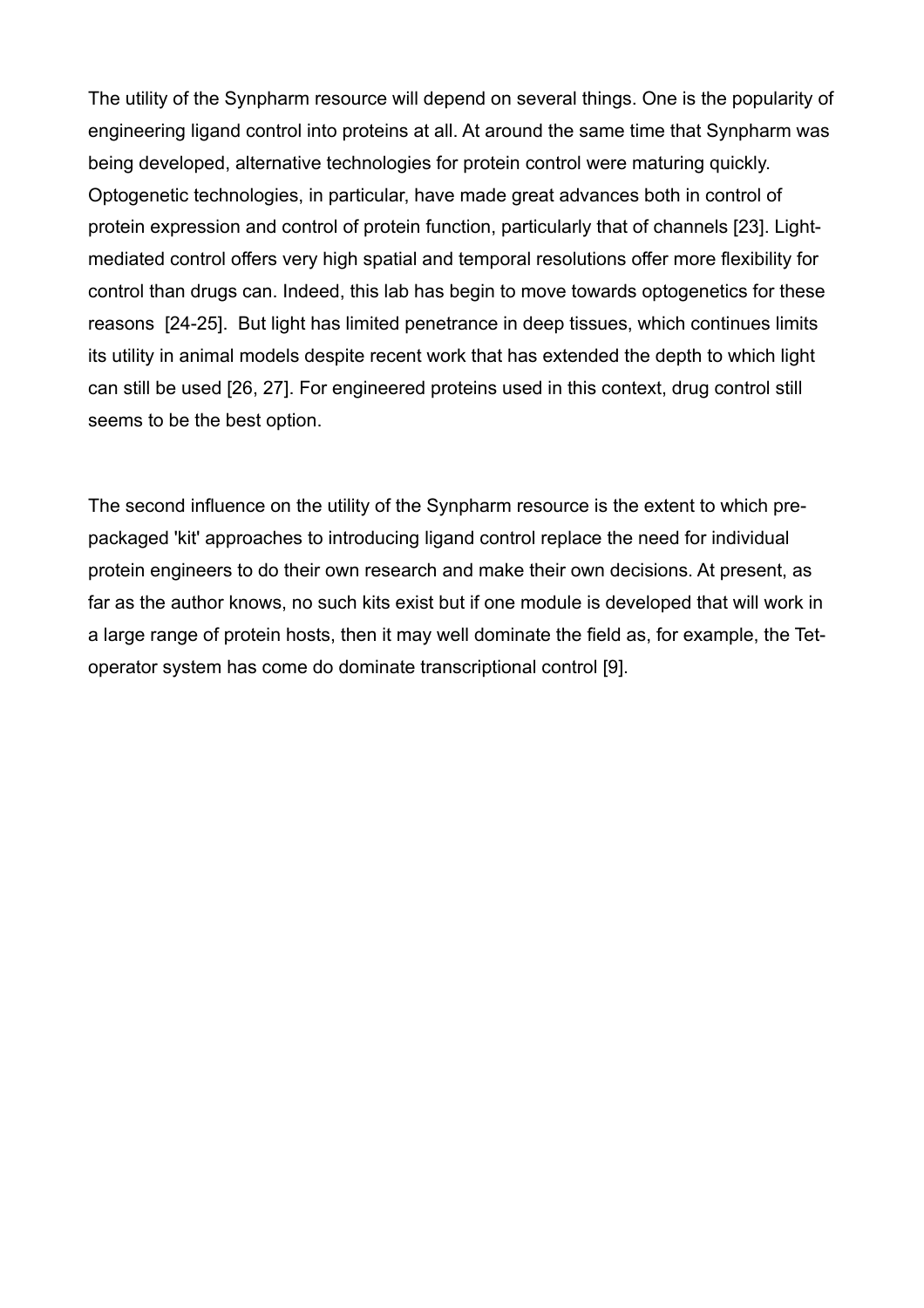The utility of the Synpharm resource will depend on several things. One is the popularity of engineering ligand control into proteins at all. At around the same time that Synpharm was being developed, alternative technologies for protein control were maturing quickly. Optogenetic technologies, in particular, have made great advances both in control of protein expression and control of protein function, particularly that of channels [23]. Light-mediated control offers very high spatial and temporal resolutions offer more flexibility for control than drugs can. Indeed, this lab has begin to move towards optogenetics for these reasons [24-25]. But light has limited penetrance in deep tissues, which continues limits its utility in animal models despite recent work that has extended the depth to which light can still be used [26, 27]. For engineered proteins used in this context, drug control still seems to be the best option.

The second influence on the utility of the Synpharm resource is the extent to which pre-packaged 'kit' approaches to introducing ligand control replace the need for individual protein engineers to do their own research and make their own decisions. At present, as far as the author knows, no such kits exist but if one module is developed that will work in a large range of protein hosts, then it may well dominate the field as, for example, the Tet-operator system has come do dominate transcriptional control [9].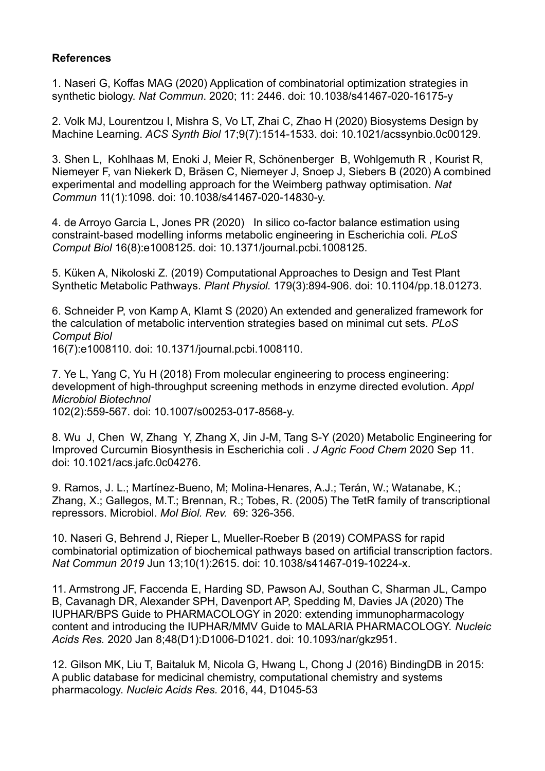**References**

1. Naseri G, Koffas MAG (2020) Application of combinatorial optimization strategies in synthetic biology. *Nat Commun*. 2020; 11: 2446. doi: 10.1038/s41467-020-16175-y

2. Volk MJ, Lourentzou I, Mishra S, Vo LT, Zhai C, Zhao H (2020) Biosystems Design by Machine Learning. *ACS Synth Biol* 17;9(7):1514-1533. doi: 10.1021/acssynbio.0c00129.

3. Shen L, Kohlhaas M, Enoki J, Meier R, Schönenberger B, Wohlgemuth R , Kourist R, Niemeyer F, van Niekerk D, Bräsen C, Niemeyer J, Snoep J, Siebers B (2020) A combined experimental and modelling approach for the Weimberg pathway optimisation. *Nat Commun* 11(1):1098. doi: 10.1038/s41467-020-14830-y.

4. de Arroyo Garcia L, Jones PR (2020) In silico co-factor balance estimation using constraint-based modelling informs metabolic engineering in Escherichia coli. *PLoS Comput Biol* 16(8):e1008125. doi: 10.1371/journal.pcbi.1008125.

5. Küken A, Nikoloski Z. (2019) Computational Approaches to Design and Test Plant Synthetic Metabolic Pathways. *Plant Physiol.* 179(3):894-906. doi: 10.1104/pp.18.01273.

6. Schneider P, von Kamp A, Klamt S (2020) An extended and generalized framework for the calculation of metabolic intervention strategies based on minimal cut sets. *PLoS Comput Biol*
16(7):e1008110. doi: 10.1371/journal.pcbi.1008110.

7. Ye L, Yang C, Yu H (2018) From molecular engineering to process engineering: development of high-throughput screening methods in enzyme directed evolution. *Appl Microbiol Biotechnol*
102(2):559-567. doi: 10.1007/s00253-017-8568-y.

8. Wu J, Chen W, Zhang Y, Zhang X, Jin J-M, Tang S-Y (2020) Metabolic Engineering for Improved Curcumin Biosynthesis in Escherichia coli . *J Agric Food Chem* 2020 Sep 11. doi: 10.1021/acs.jafc.0c04276.

9. Ramos, J. L.; Martínez-Bueno, M; Molina-Henares, A.J.; Terán, W.; Watanabe, K.; Zhang, X.; Gallegos, M.T.; Brennan, R.; Tobes, R. (2005) The TetR family of transcriptional repressors. Microbiol. *Mol Biol. Rev.* 69: 326-356.

10. Naseri G, Behrend J, Rieper L, Mueller-Roeber B (2019) COMPASS for rapid combinatorial optimization of biochemical pathways based on artificial transcription factors. *Nat Commun 2019* Jun 13;10(1):2615. doi: 10.1038/s41467-019-10224-x.

11. Armstrong JF, Faccenda E, Harding SD, Pawson AJ, Southan C, Sharman JL, Campo B, Cavanagh DR, Alexander SPH, Davenport AP, Spedding M, Davies JA (2020) The IUPHAR/BPS Guide to PHARMACOLOGY in 2020: extending immunopharmacology content and introducing the IUPHAR/MMV Guide to MALARIA PHARMACOLOGY. *Nucleic Acids Res.* 2020 Jan 8;48(D1):D1006-D1021. doi: 10.1093/nar/gkz951.

12. Gilson MK, Liu T, Baitaluk M, Nicola G, Hwang L, Chong J (2016) BindingDB in 2015: A public database for medicinal chemistry, computational chemistry and systems pharmacology. *Nucleic Acids Res.* 2016, 44, D1045-53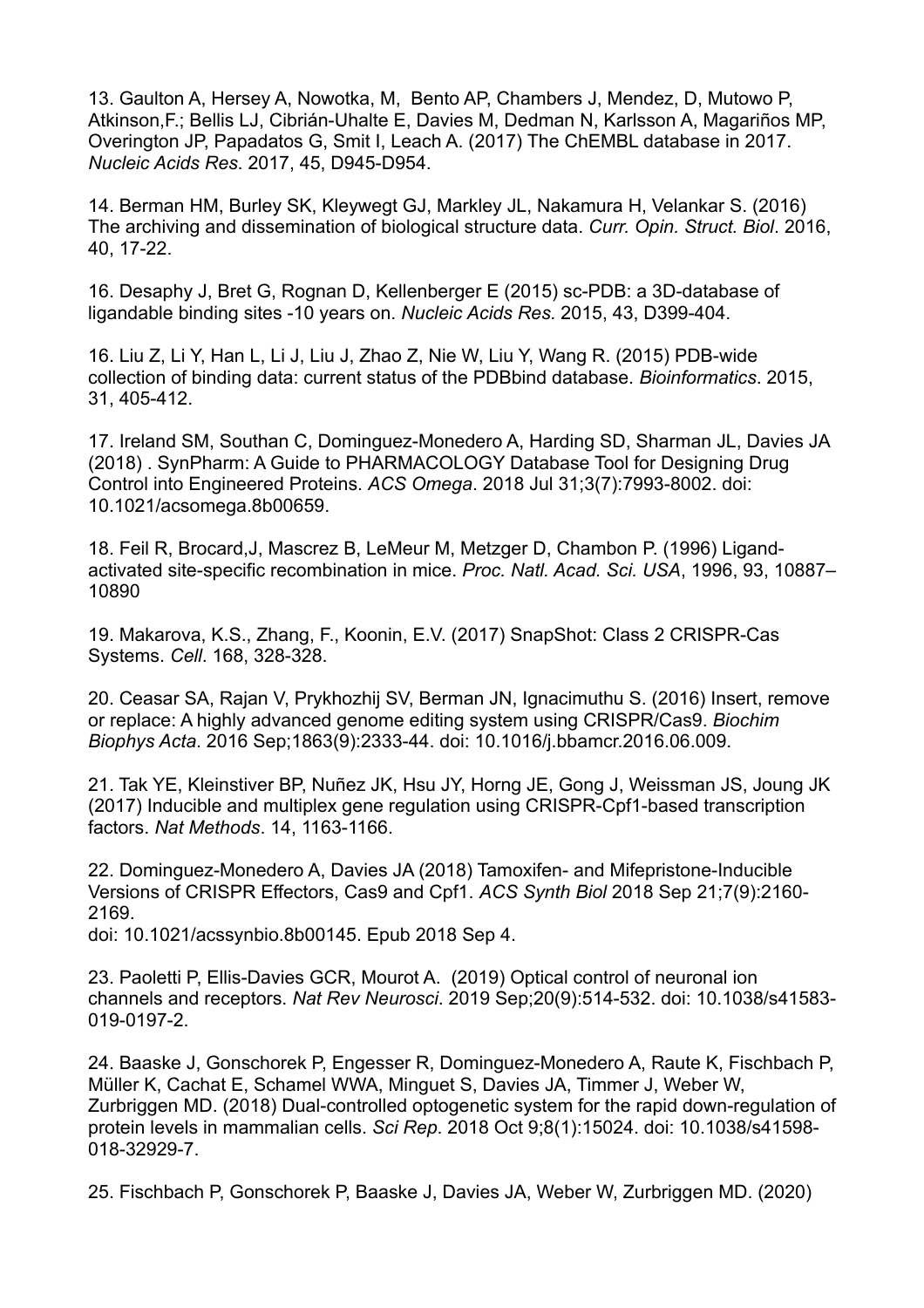13. Gaulton A, Hersey A, Nowotka, M, Bento AP, Chambers J, Mendez, D, Mutowo P, Atkinson,F.; Bellis LJ, Cibrián-Uhalte E, Davies M, Dedman N, Karlsson A, Magariños MP, Overington JP, Papadatos G, Smit I, Leach A. (2017) The ChEMBL database in 2017. *Nucleic Acids Res*. 2017, 45, D945-D954.

14. Berman HM, Burley SK, Kleywegt GJ, Markley JL, Nakamura H, Velankar S. (2016) The archiving and dissemination of biological structure data. *Curr. Opin. Struct. Biol*. 2016, 40, 17-22.

16. Desaphy J, Bret G, Rognan D, Kellenberger E (2015) sc-PDB: a 3D-database of ligandable binding sites -10 years on. *Nucleic Acids Res*. 2015, 43, D399-404.

16. Liu Z, Li Y, Han L, Li J, Liu J, Zhao Z, Nie W, Liu Y, Wang R. (2015) PDB-wide collection of binding data: current status of the PDBbind database. *Bioinformatics*. 2015, 31, 405-412.

17. Ireland SM, Southan C, Dominguez-Monedero A, Harding SD, Sharman JL, Davies JA (2018) . SynPharm: A Guide to PHARMACOLOGY Database Tool for Designing Drug Control into Engineered Proteins. *ACS Omega*. 2018 Jul 31;3(7):7993-8002. doi: 10.1021/acsomega.8b00659.

18. Feil R, Brocard,J, Mascrez B, LeMeur M, Metzger D, Chambon P. (1996) Ligand-activated site-specific recombination in mice. *Proc. Natl. Acad. Sci. USA*, 1996, 93, 10887–10890

19. Makarova, K.S., Zhang, F., Koonin, E.V. (2017) SnapShot: Class 2 CRISPR-Cas Systems. *Cell*. 168, 328-328.

20. Ceasar SA, Rajan V, Prykhozhij SV, Berman JN, Ignacimuthu S. (2016) Insert, remove or replace: A highly advanced genome editing system using CRISPR/Cas9. *Biochim Biophys Acta*. 2016 Sep;1863(9):2333-44. doi: 10.1016/j.bbamcr.2016.06.009.

21. Tak YE, Kleinstiver BP, Nuñez JK, Hsu JY, Horng JE, Gong J, Weissman JS, Joung JK (2017) Inducible and multiplex gene regulation using CRISPR-Cpf1-based transcription factors. *Nat Methods*. 14, 1163-1166.

22. Dominguez-Monedero A, Davies JA (2018) Tamoxifen- and Mifepristone-Inducible Versions of CRISPR Effectors, Cas9 and Cpf1. *ACS Synth Biol* 2018 Sep 21;7(9):2160-2169.
doi: 10.1021/acssynbio.8b00145. Epub 2018 Sep 4.

23. Paoletti P, Ellis-Davies GCR, Mourot A. (2019) Optical control of neuronal ion channels and receptors. *Nat Rev Neurosci*. 2019 Sep;20(9):514-532. doi: 10.1038/s41583-019-0197-2.

24. Baaske J, Gonschorek P, Engesser R, Dominguez-Monedero A, Raute K, Fischbach P, Müller K, Cachat E, Schamel WWA, Minguet S, Davies JA, Timmer J, Weber W, Zurbriggen MD. (2018) Dual-controlled optogenetic system for the rapid down-regulation of protein levels in mammalian cells. *Sci Rep*. 2018 Oct 9;8(1):15024. doi: 10.1038/s41598-018-32929-7.

25. Fischbach P, Gonschorek P, Baaske J, Davies JA, Weber W, Zurbriggen MD. (2020)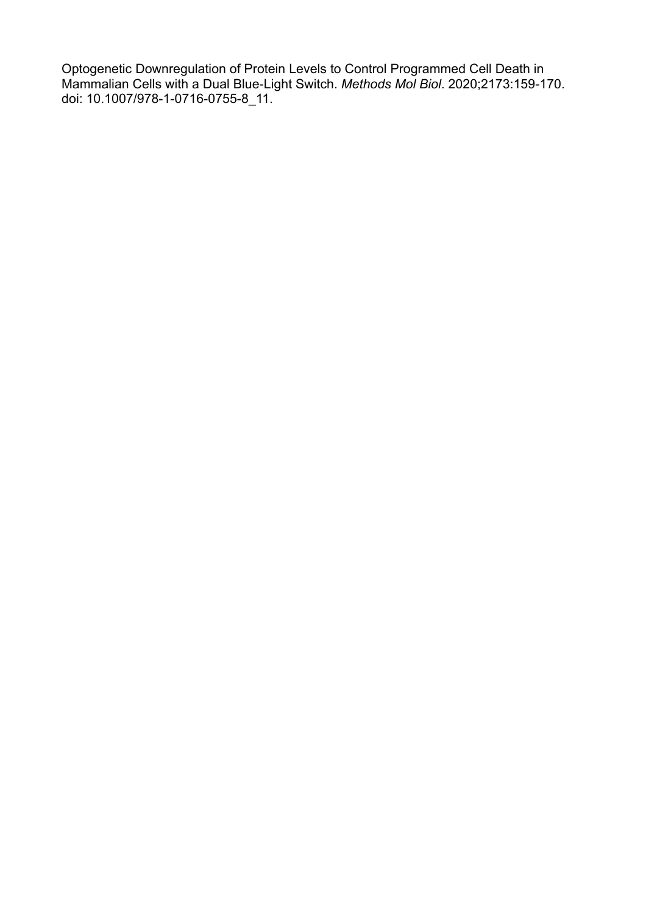Optogenetic Downregulation of Protein Levels to Control Programmed Cell Death in Mammalian Cells with a Dual Blue-Light Switch. *Methods Mol Biol*. 2020;2173:159-170. doi: 10.1007/978-1-0716-0755-8_11.